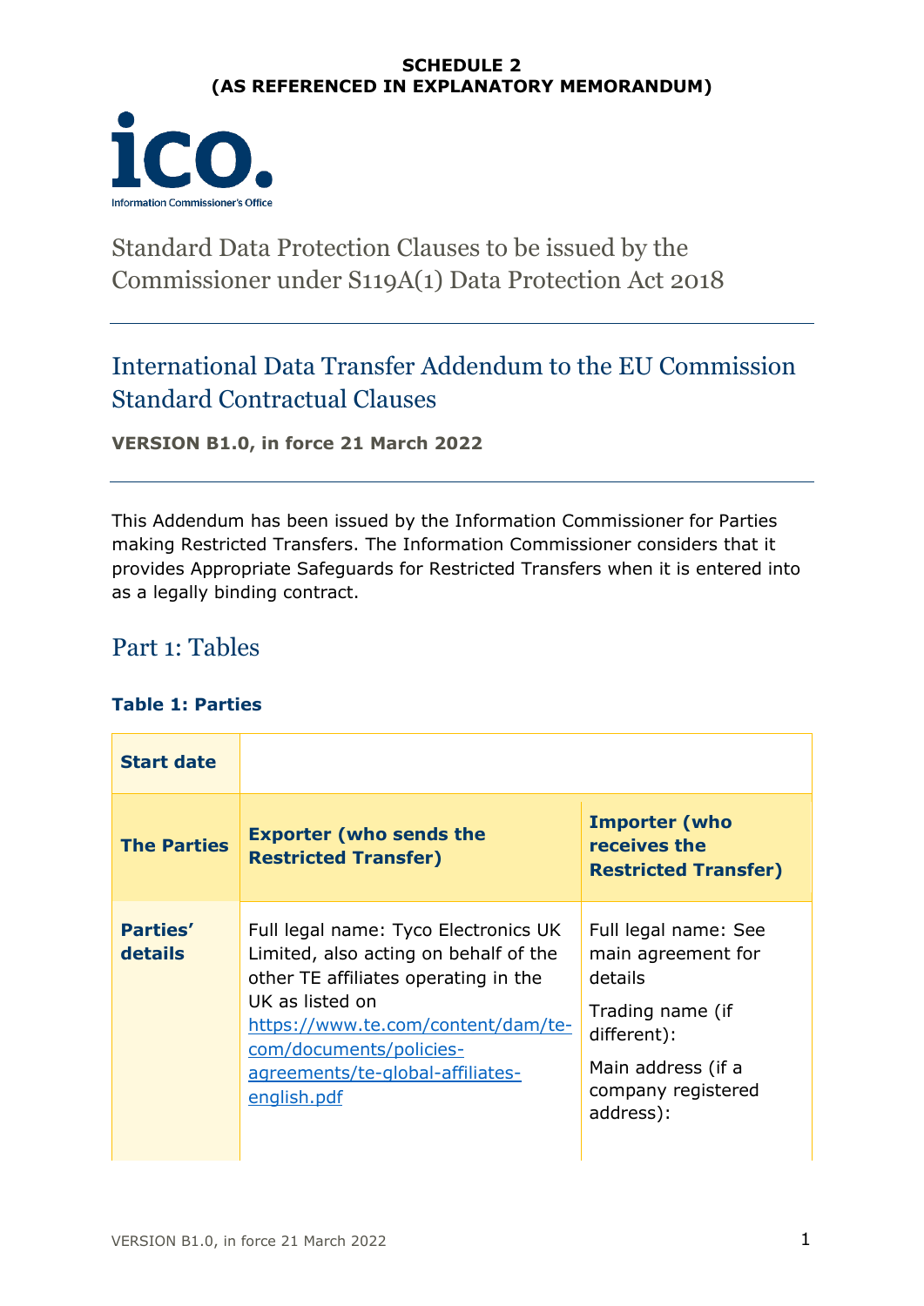**SCHEDULE 2**
**(AS REFERENCED IN EXPLANATORY MEMORANDUM)**

ico. Information Commissioner's Office

# Standard Data Protection Clauses to be issued by the Commissioner under S119A(1) Data Protection Act 2018

## International Data Transfer Addendum to the EU Commission Standard Contractual Clauses

**VERSION B1.0, in force 21 March 2022**

This Addendum has been issued by the Information Commissioner for Parties making Restricted Transfers. The Information Commissioner considers that it provides Appropriate Safeguards for Restricted Transfers when it is entered into as a legally binding contract.

## Part 1: Tables

### Table 1: Parties

| **Start date** | | |
|---|---|---|
| **The Parties** | **Exporter (who sends the Restricted Transfer)** | **Importer (who receives the Restricted Transfer)** |
| **Parties' details** | Full legal name: Tyco Electronics UK Limited, also acting on behalf of the other TE affiliates operating in the UK as listed on https://www.te.com/content/dam/te-com/documents/policies-agreements/te-global-affiliates-english.pdf | Full legal name: See main agreement for details<br>Trading name (if different):<br>Main address (if a company registered address): |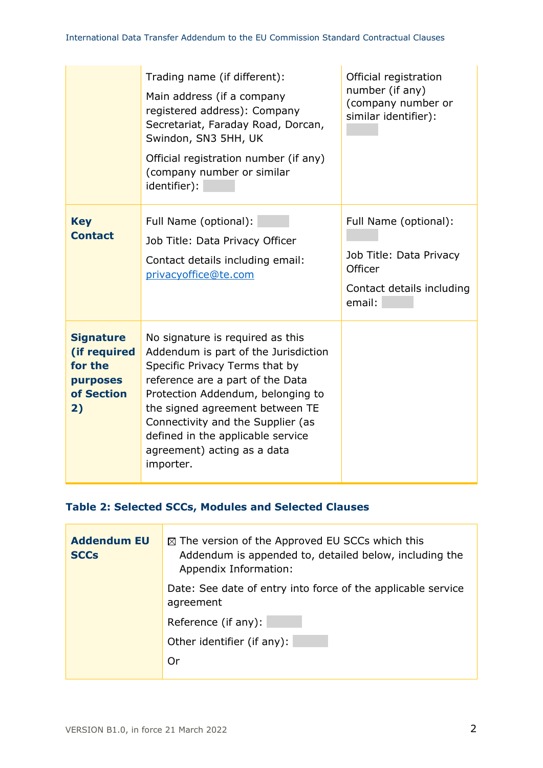|  |  |  |
|---|---|---|
|  | Trading name (if different):<br><br>Main address (if a company registered address): Company Secretariat, Faraday Road, Dorcan, Swindon, SN3 5HH, UK<br><br>Official registration number (if any) (company number or similar identifier): | Official registration number (if any) (company number or similar identifier): |
| **Key Contact** | Full Name (optional):<br><br>Job Title: Data Privacy Officer<br><br>Contact details including email: privacyoffice@te.com | Full Name (optional):<br><br>Job Title: Data Privacy Officer<br><br>Contact details including email: |
| **Signature (if required for the purposes of Section 2)** | No signature is required as this Addendum is part of the Jurisdiction Specific Privacy Terms that by reference are a part of the Data Protection Addendum, belonging to the signed agreement between TE Connectivity and the Supplier (as defined in the applicable service agreement) acting as a data importer. |  |

### Table 2: Selected SCCs, Modules and Selected Clauses

|  |  |
|---|---|
| **Addendum EU SCCs** | ☒ The version of the Approved EU SCCs which this Addendum is appended to, detailed below, including the Appendix Information:<br><br>Date: See date of entry into force of the applicable service agreement<br><br>Reference (if any):<br><br>Other identifier (if any):<br><br>Or |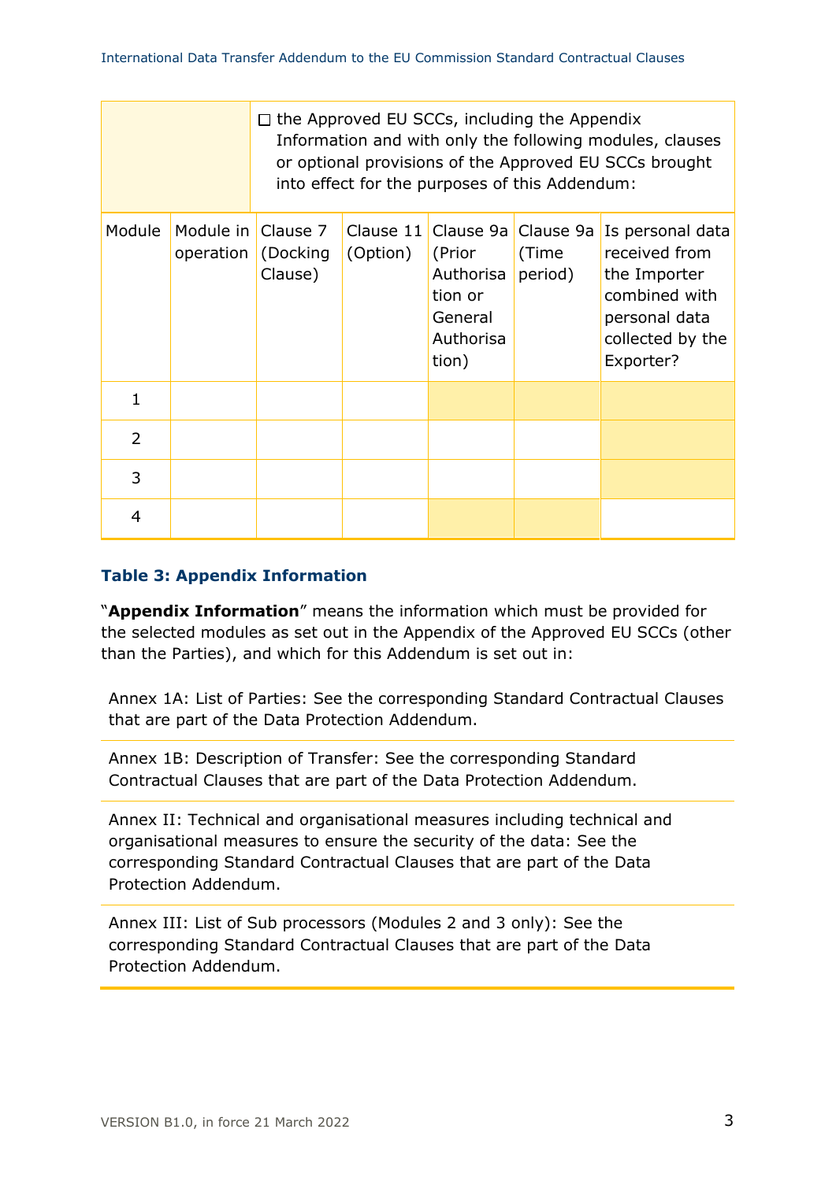| | ☐ the Approved EU SCCs, including the Appendix Information and with only the following modules, clauses or optional provisions of the Approved EU SCCs brought into effect for the purposes of this Addendum: | | | | | |
|---|---|---|---|---|---|---|
| Module | Module in operation | Clause 7 (Docking Clause) | Clause 11 (Option) | Clause 9a (Prior Authorisation or General Authorisation) | Clause 9a (Time period) | Is personal data received from the Importer combined with personal data collected by the Exporter? |
| 1 | | | | | | |
| 2 | | | | | | |
| 3 | | | | | | |
| 4 | | | | | | |

### Table 3: Appendix Information

"**Appendix Information**" means the information which must be provided for the selected modules as set out in the Appendix of the Approved EU SCCs (other than the Parties), and which for this Addendum is set out in:

Annex 1A: List of Parties: See the corresponding Standard Contractual Clauses that are part of the Data Protection Addendum.

Annex 1B: Description of Transfer: See the corresponding Standard Contractual Clauses that are part of the Data Protection Addendum.

Annex II: Technical and organisational measures including technical and organisational measures to ensure the security of the data: See the corresponding Standard Contractual Clauses that are part of the Data Protection Addendum.

Annex III: List of Sub processors (Modules 2 and 3 only): See the corresponding Standard Contractual Clauses that are part of the Data Protection Addendum.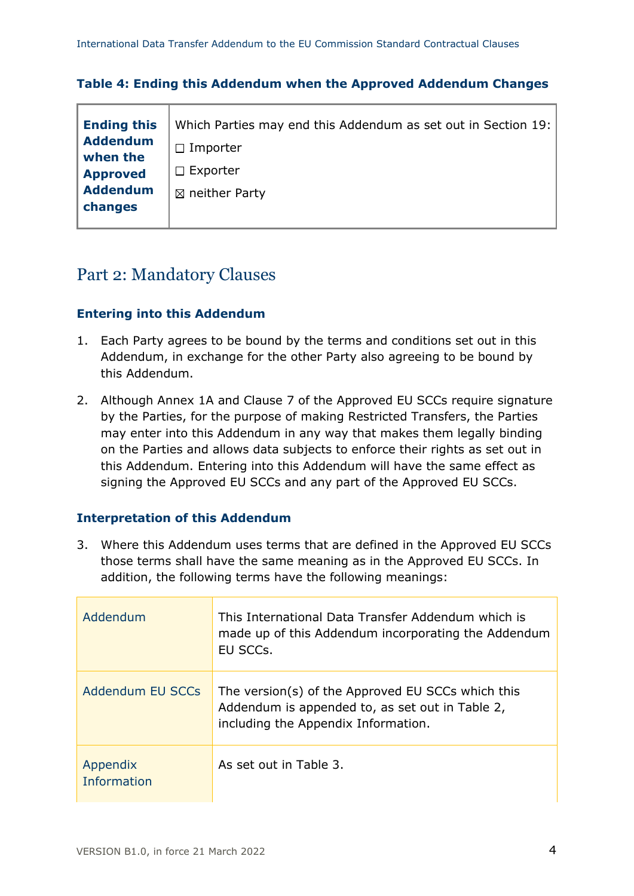**Table 4: Ending this Addendum when the Approved Addendum Changes**

| **Ending this Addendum when the Approved Addendum changes** | Which Parties may end this Addendum as set out in Section 19:<br>☐ Importer<br>☐ Exporter<br>☒ neither Party |
|---|---|

## Part 2: Mandatory Clauses

### Entering into this Addendum

1. Each Party agrees to be bound by the terms and conditions set out in this Addendum, in exchange for the other Party also agreeing to be bound by this Addendum.
2. Although Annex 1A and Clause 7 of the Approved EU SCCs require signature by the Parties, for the purpose of making Restricted Transfers, the Parties may enter into this Addendum in any way that makes them legally binding on the Parties and allows data subjects to enforce their rights as set out in this Addendum. Entering into this Addendum will have the same effect as signing the Approved EU SCCs and any part of the Approved EU SCCs.

### Interpretation of this Addendum

3. Where this Addendum uses terms that are defined in the Approved EU SCCs those terms shall have the same meaning as in the Approved EU SCCs. In addition, the following terms have the following meanings:

| | |
|---|---|
| Addendum | This International Data Transfer Addendum which is made up of this Addendum incorporating the Addendum EU SCCs. |
| Addendum EU SCCs | The version(s) of the Approved EU SCCs which this Addendum is appended to, as set out in Table 2, including the Appendix Information. |
| Appendix Information | As set out in Table 3. |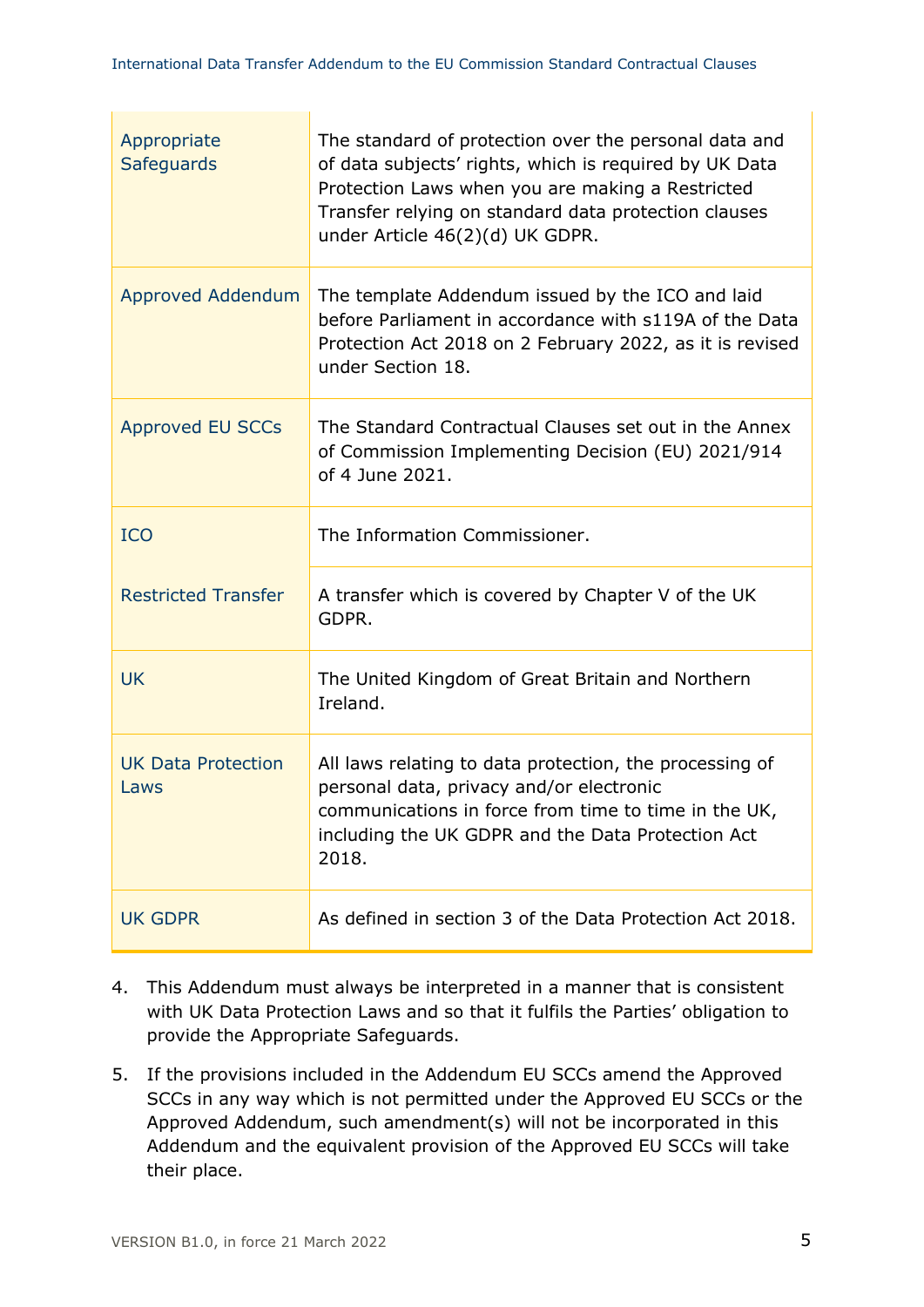| | |
|---|---|
| Appropriate Safeguards | The standard of protection over the personal data and of data subjects' rights, which is required by UK Data Protection Laws when you are making a Restricted Transfer relying on standard data protection clauses under Article 46(2)(d) UK GDPR. |
| Approved Addendum | The template Addendum issued by the ICO and laid before Parliament in accordance with s119A of the Data Protection Act 2018 on 2 February 2022, as it is revised under Section 18. |
| Approved EU SCCs | The Standard Contractual Clauses set out in the Annex of Commission Implementing Decision (EU) 2021/914 of 4 June 2021. |
| ICO | The Information Commissioner. |
| Restricted Transfer | A transfer which is covered by Chapter V of the UK GDPR. |
| UK | The United Kingdom of Great Britain and Northern Ireland. |
| UK Data Protection Laws | All laws relating to data protection, the processing of personal data, privacy and/or electronic communications in force from time to time in the UK, including the UK GDPR and the Data Protection Act 2018. |
| UK GDPR | As defined in section 3 of the Data Protection Act 2018. |

4. This Addendum must always be interpreted in a manner that is consistent with UK Data Protection Laws and so that it fulfils the Parties' obligation to provide the Appropriate Safeguards.

5. If the provisions included in the Addendum EU SCCs amend the Approved SCCs in any way which is not permitted under the Approved EU SCCs or the Approved Addendum, such amendment(s) will not be incorporated in this Addendum and the equivalent provision of the Approved EU SCCs will take their place.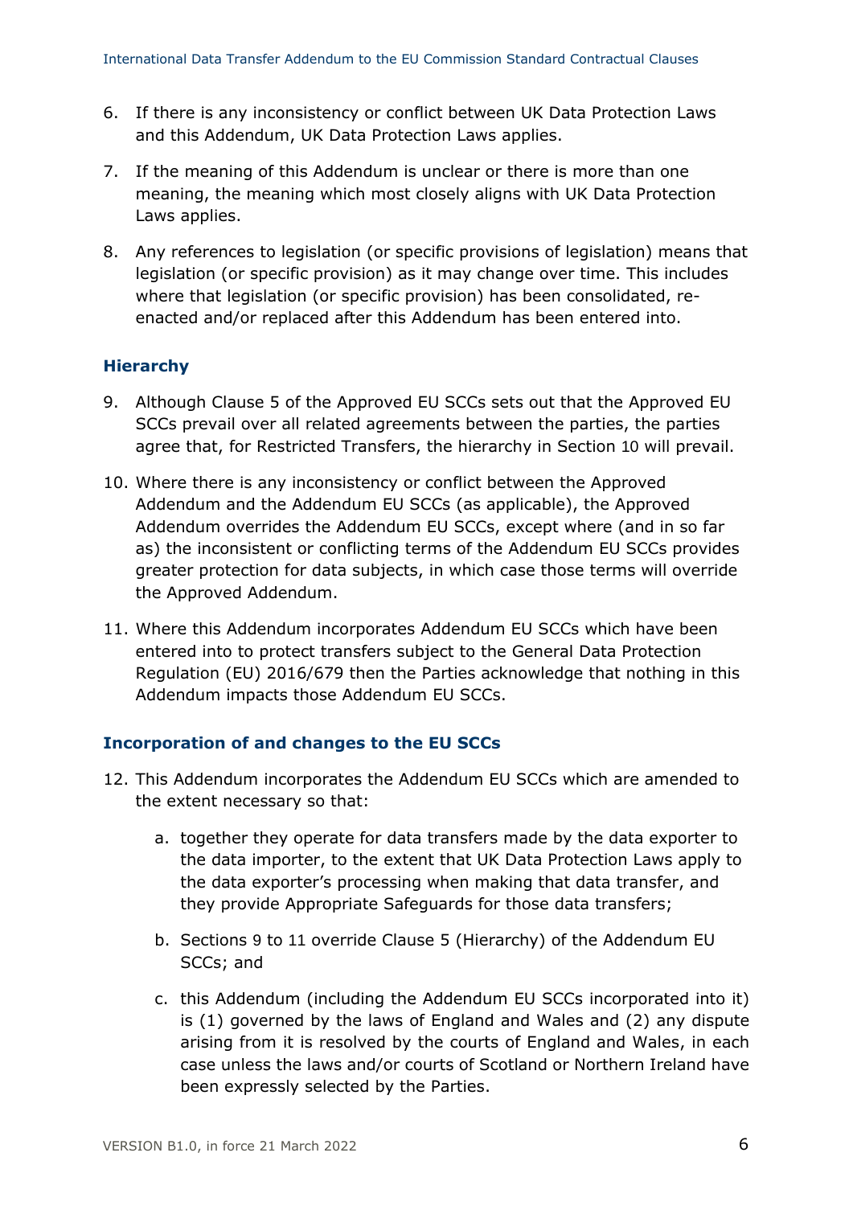6. If there is any inconsistency or conflict between UK Data Protection Laws and this Addendum, UK Data Protection Laws applies.

7. If the meaning of this Addendum is unclear or there is more than one meaning, the meaning which most closely aligns with UK Data Protection Laws applies.

8. Any references to legislation (or specific provisions of legislation) means that legislation (or specific provision) as it may change over time. This includes where that legislation (or specific provision) has been consolidated, re-enacted and/or replaced after this Addendum has been entered into.

### Hierarchy

9. Although Clause 5 of the Approved EU SCCs sets out that the Approved EU SCCs prevail over all related agreements between the parties, the parties agree that, for Restricted Transfers, the hierarchy in Section 10 will prevail.

10. Where there is any inconsistency or conflict between the Approved Addendum and the Addendum EU SCCs (as applicable), the Approved Addendum overrides the Addendum EU SCCs, except where (and in so far as) the inconsistent or conflicting terms of the Addendum EU SCCs provides greater protection for data subjects, in which case those terms will override the Approved Addendum.

11. Where this Addendum incorporates Addendum EU SCCs which have been entered into to protect transfers subject to the General Data Protection Regulation (EU) 2016/679 then the Parties acknowledge that nothing in this Addendum impacts those Addendum EU SCCs.

### Incorporation of and changes to the EU SCCs

12. This Addendum incorporates the Addendum EU SCCs which are amended to the extent necessary so that:

    a. together they operate for data transfers made by the data exporter to the data importer, to the extent that UK Data Protection Laws apply to the data exporter's processing when making that data transfer, and they provide Appropriate Safeguards for those data transfers;

    b. Sections 9 to 11 override Clause 5 (Hierarchy) of the Addendum EU SCCs; and

    c. this Addendum (including the Addendum EU SCCs incorporated into it) is (1) governed by the laws of England and Wales and (2) any dispute arising from it is resolved by the courts of England and Wales, in each case unless the laws and/or courts of Scotland or Northern Ireland have been expressly selected by the Parties.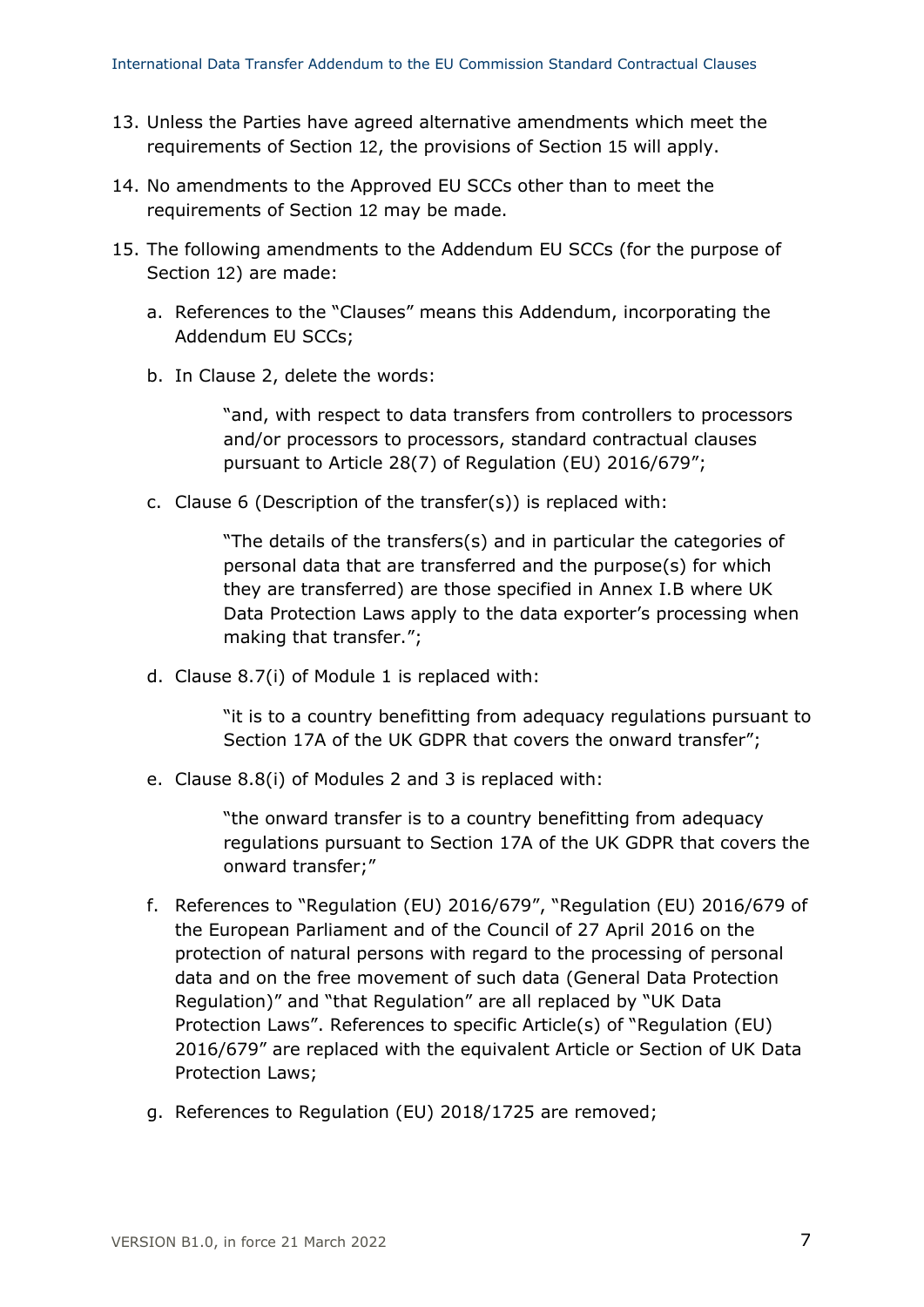13. Unless the Parties have agreed alternative amendments which meet the requirements of Section 12, the provisions of Section 15 will apply.

14. No amendments to the Approved EU SCCs other than to meet the requirements of Section 12 may be made.

15. The following amendments to the Addendum EU SCCs (for the purpose of Section 12) are made:

    a. References to the "Clauses" means this Addendum, incorporating the Addendum EU SCCs;

    b. In Clause 2, delete the words:

    > "and, with respect to data transfers from controllers to processors and/or processors to processors, standard contractual clauses pursuant to Article 28(7) of Regulation (EU) 2016/679";

    c. Clause 6 (Description of the transfer(s)) is replaced with:

    > "The details of the transfers(s) and in particular the categories of personal data that are transferred and the purpose(s) for which they are transferred) are those specified in Annex I.B where UK Data Protection Laws apply to the data exporter's processing when making that transfer.";

    d. Clause 8.7(i) of Module 1 is replaced with:

    > "it is to a country benefitting from adequacy regulations pursuant to Section 17A of the UK GDPR that covers the onward transfer";

    e. Clause 8.8(i) of Modules 2 and 3 is replaced with:

    > "the onward transfer is to a country benefitting from adequacy regulations pursuant to Section 17A of the UK GDPR that covers the onward transfer;"

    f. References to "Regulation (EU) 2016/679", "Regulation (EU) 2016/679 of the European Parliament and of the Council of 27 April 2016 on the protection of natural persons with regard to the processing of personal data and on the free movement of such data (General Data Protection Regulation)" and "that Regulation" are all replaced by "UK Data Protection Laws". References to specific Article(s) of "Regulation (EU) 2016/679" are replaced with the equivalent Article or Section of UK Data Protection Laws;

    g. References to Regulation (EU) 2018/1725 are removed;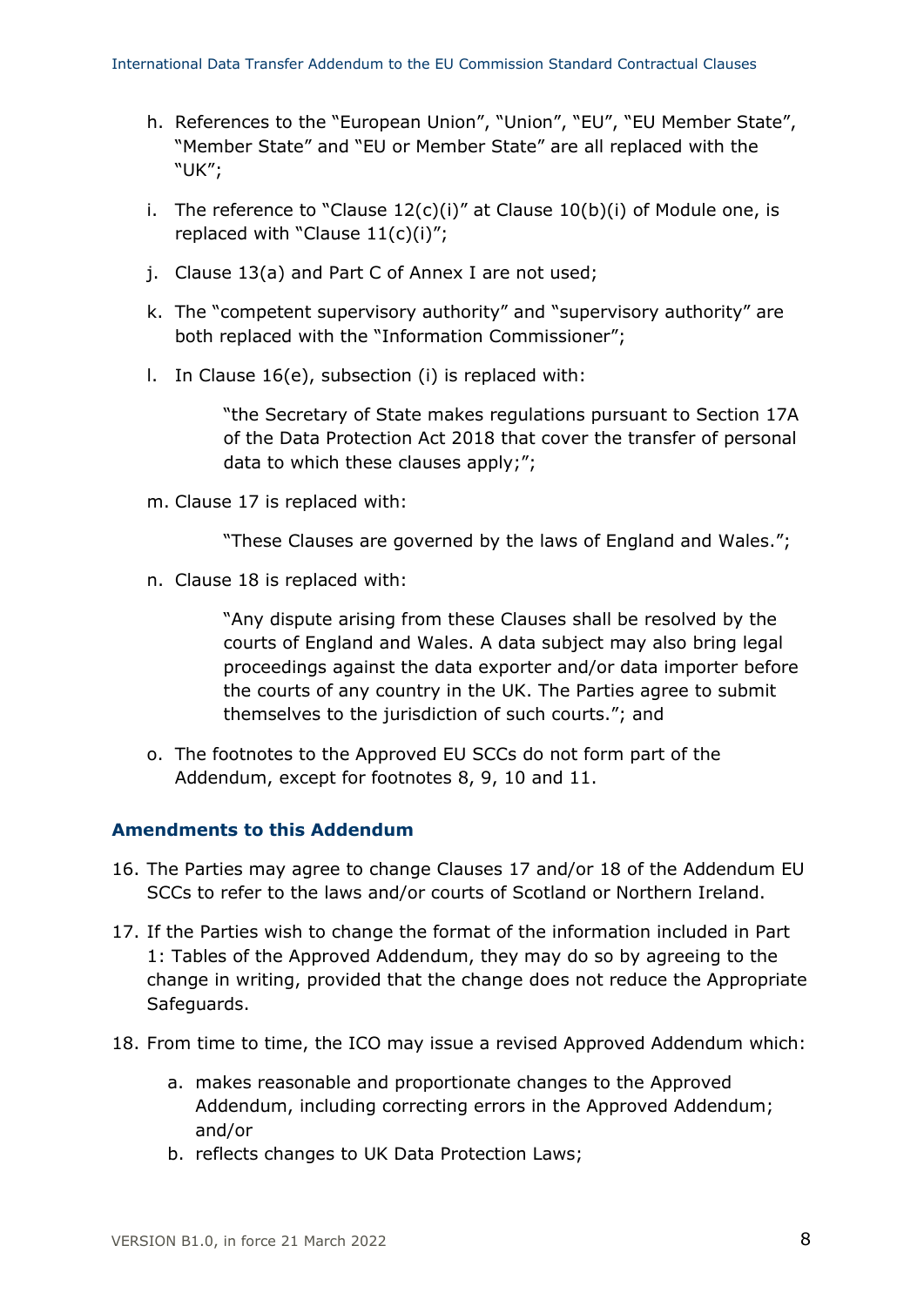h. References to the "European Union", "Union", "EU", "EU Member State", "Member State" and "EU or Member State" are all replaced with the "UK";

i. The reference to "Clause 12(c)(i)" at Clause 10(b)(i) of Module one, is replaced with "Clause 11(c)(i)";

j. Clause 13(a) and Part C of Annex I are not used;

k. The "competent supervisory authority" and "supervisory authority" are both replaced with the "Information Commissioner";

l. In Clause 16(e), subsection (i) is replaced with:

> "the Secretary of State makes regulations pursuant to Section 17A of the Data Protection Act 2018 that cover the transfer of personal data to which these clauses apply;";

m. Clause 17 is replaced with:

> "These Clauses are governed by the laws of England and Wales.";

n. Clause 18 is replaced with:

> "Any dispute arising from these Clauses shall be resolved by the courts of England and Wales. A data subject may also bring legal proceedings against the data exporter and/or data importer before the courts of any country in the UK. The Parties agree to submit themselves to the jurisdiction of such courts."; and

o. The footnotes to the Approved EU SCCs do not form part of the Addendum, except for footnotes 8, 9, 10 and 11.

### Amendments to this Addendum

16. The Parties may agree to change Clauses 17 and/or 18 of the Addendum EU SCCs to refer to the laws and/or courts of Scotland or Northern Ireland.

17. If the Parties wish to change the format of the information included in Part 1: Tables of the Approved Addendum, they may do so by agreeing to the change in writing, provided that the change does not reduce the Appropriate Safeguards.

18. From time to time, the ICO may issue a revised Approved Addendum which:

    a. makes reasonable and proportionate changes to the Approved Addendum, including correcting errors in the Approved Addendum; and/or
    b. reflects changes to UK Data Protection Laws;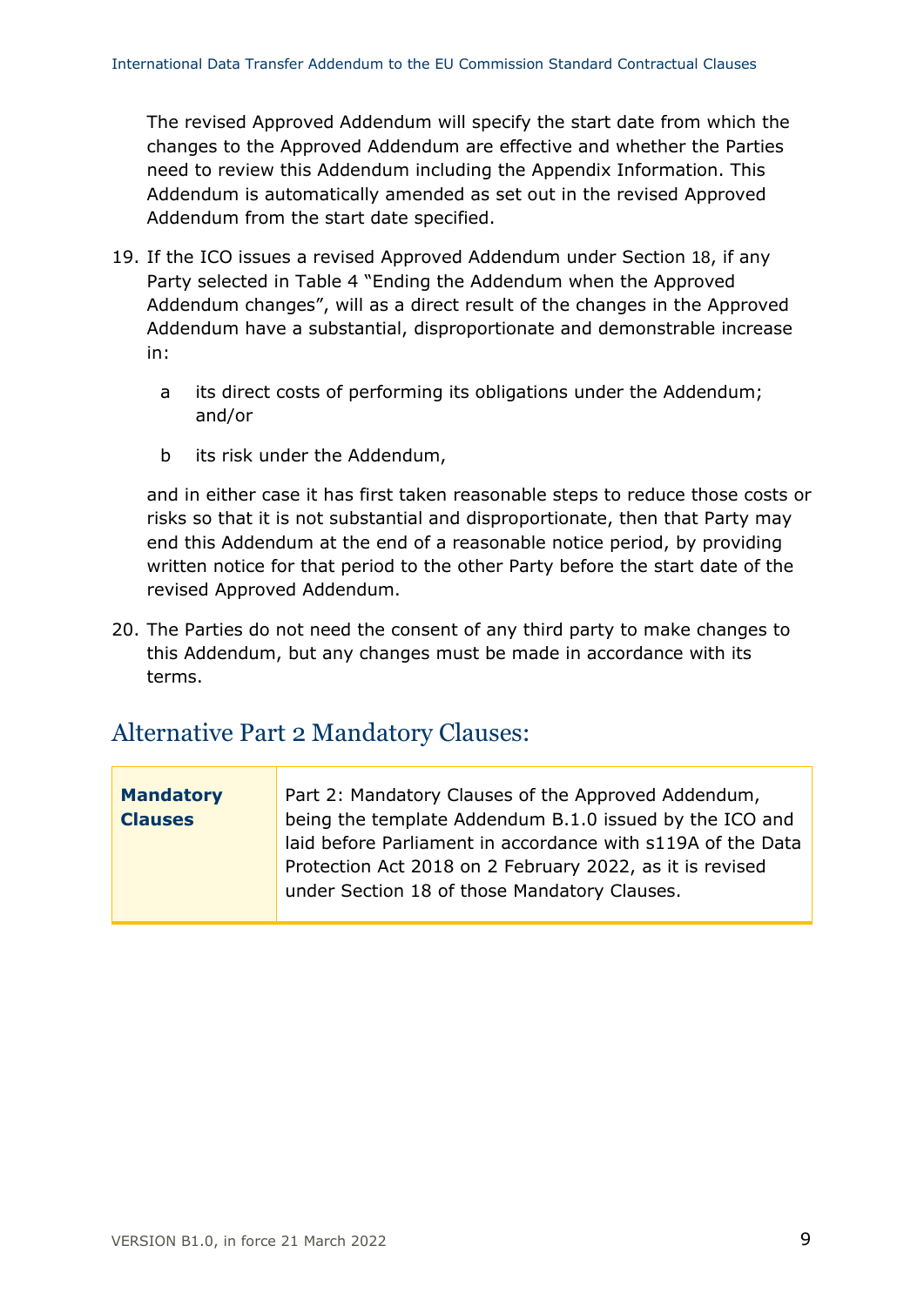The revised Approved Addendum will specify the start date from which the changes to the Approved Addendum are effective and whether the Parties need to review this Addendum including the Appendix Information. This Addendum is automatically amended as set out in the revised Approved Addendum from the start date specified.

19. If the ICO issues a revised Approved Addendum under Section 18, if any Party selected in Table 4 "Ending the Addendum when the Approved Addendum changes", will as a direct result of the changes in the Approved Addendum have a substantial, disproportionate and demonstrable increase in:

    a its direct costs of performing its obligations under the Addendum; and/or

    b its risk under the Addendum,

    and in either case it has first taken reasonable steps to reduce those costs or risks so that it is not substantial and disproportionate, then that Party may end this Addendum at the end of a reasonable notice period, by providing written notice for that period to the other Party before the start date of the revised Approved Addendum.

20. The Parties do not need the consent of any third party to make changes to this Addendum, but any changes must be made in accordance with its terms.

## Alternative Part 2 Mandatory Clauses:

| | |
|---|---|
| **Mandatory Clauses** | Part 2: Mandatory Clauses of the Approved Addendum, being the template Addendum B.1.0 issued by the ICO and laid before Parliament in accordance with s119A of the Data Protection Act 2018 on 2 February 2022, as it is revised under Section 18 of those Mandatory Clauses. |